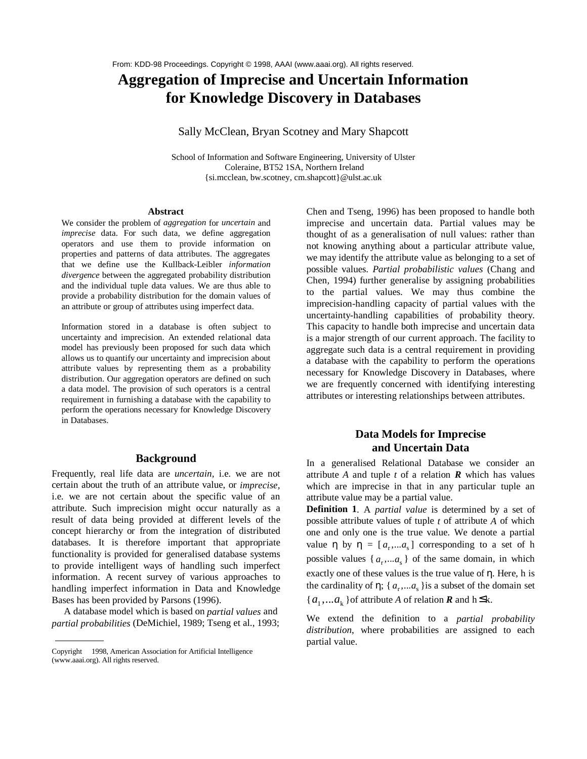From: KDD-98 Proceedings. Copyright © 1998, AAAI (www.aaai.org). All rights reserved.

# Aggregation of Imprecise and Uncertain Information for Knowledge Discovery in Databases

Sally McClean, Bryan Scotney and Mary Shapcott

School of Information and Software Engineering, University of Ulster
Coleraine, BT52 1SA, Northern Ireland
{si.mcclean, bw.scotney, cm.shapcott}@ulst.ac.uk

### Abstract

We consider the problem of *aggregation* for *uncertain* and *imprecise* data. For such data, we define aggregation operators and use them to provide information on properties and patterns of data attributes. The aggregates that we define use the Kullback-Leibler *information divergence* between the aggregated probability distribution and the individual tuple data values. We are thus able to provide a probability distribution for the domain values of an attribute or group of attributes using imperfect data.

Information stored in a database is often subject to uncertainty and imprecision. An extended relational data model has previously been proposed for such data which allows us to quantify our uncertainty and imprecision about attribute values by representing them as a probability distribution. Our aggregation operators are defined on such a data model. The provision of such operators is a central requirement in furnishing a database with the capability to perform the operations necessary for Knowledge Discovery in Databases.

## Background

Frequently, real life data are *uncertain*, i.e. we are not certain about the truth of an attribute value, or *imprecise*, i.e. we are not certain about the specific value of an attribute. Such imprecision might occur naturally as a result of data being provided at different levels of the concept hierarchy or from the integration of distributed databases. It is therefore important that appropriate functionality is provided for generalised database systems to provide intelligent ways of handling such imperfect information. A recent survey of various approaches to handling imperfect information in Data and Knowledge Bases has been provided by Parsons (1996).

A database model which is based on *partial values* and *partial probabilities* (DeMichiel, 1989; Tseng et al., 1993; Chen and Tseng, 1996) has been proposed to handle both imprecise and uncertain data. Partial values may be thought of as a generalisation of null values: rather than not knowing anything about a particular attribute value, we may identify the attribute value as belonging to a set of possible values. *Partial probabilistic values* (Chang and Chen, 1994) further generalise by assigning probabilities to the partial values. We may thus combine the imprecision-handling capacity of partial values with the uncertainty-handling capabilities of probability theory. This capacity to handle both imprecise and uncertain data is a major strength of our current approach. The facility to aggregate such data is a central requirement in providing a database with the capability to perform the operations necessary for Knowledge Discovery in Databases, where we are frequently concerned with identifying interesting attributes or interesting relationships between attributes.

## Data Models for Imprecise and Uncertain Data

In a generalised Relational Database we consider an attribute $A$ and tuple $t$ of a relation $\boldsymbol{R}$ which has values which are imprecise in that in any particular tuple an attribute value may be a partial value.

**Definition 1**. A *partial value* is determined by a set of possible attribute values of tuple $t$ of attribute $A$ of which one and only one is the true value. We denote a partial value $\eta$ by $\eta = [a_r,...a_s]$ corresponding to a set of h possible values $\{a_r,...a_s\}$ of the same domain, in which exactly one of these values is the true value of $\eta$. Here, h is the cardinality of $\eta$; $\{a_r,...a_s\}$ is a subset of the domain set $\{a_1,...a_k\}$ of attribute $A$ of relation $\boldsymbol{R}$ and $h \leq k$.

We extend the definition to a *partial probability distribution*, where probabilities are assigned to each partial value.

Copyright 1998, American Association for Artificial Intelligence (www.aaai.org). All rights reserved.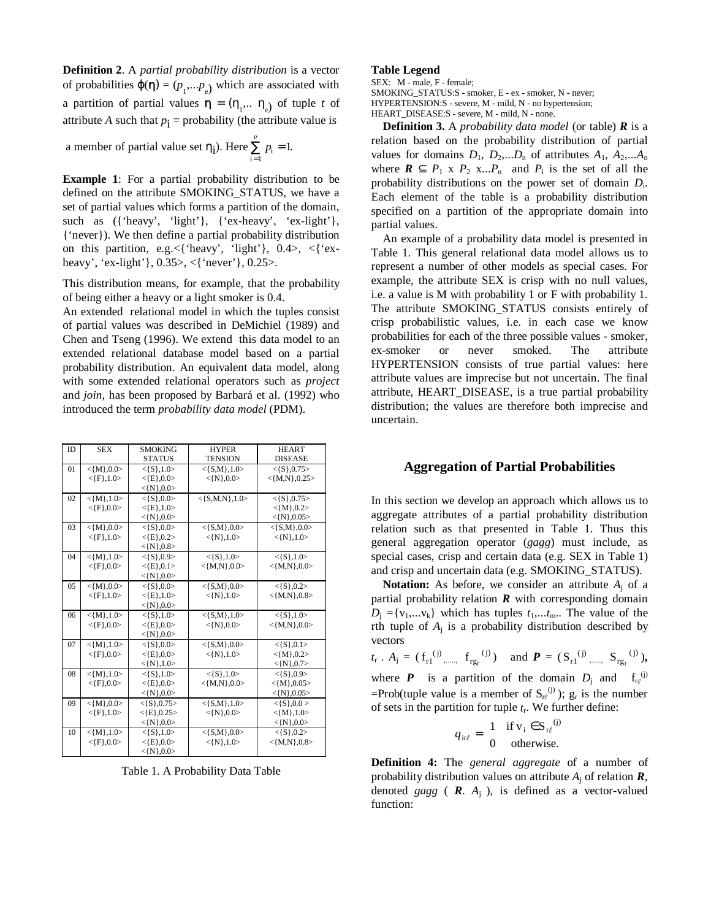**Definition 2**. A *partial probability distribution* is a vector of probabilities $\varphi(\eta) = (p_1,...p_e)$ which are associated with a partition of partial values $\eta = (\eta_1,.. \eta_e)$ of tuple $t$ of attribute $A$ such that $p_i$ = probability (the attribute value is a member of partial value set $\eta_i$). Here $\sum_{i=1}^{e} p_i = 1$.

**Example 1**: For a partial probability distribution to be defined on the attribute SMOKING_STATUS, we have a set of partial values which forms a partition of the domain, such as ({'heavy', 'light'}, {'ex-heavy', 'ex-light'}, {'never'}). We then define a partial probability distribution on this partition, e.g.<{'heavy', 'light'}, 0.4>, <{'ex-heavy', 'ex-light'}, 0.35>, <{'never'}, 0.25>.

This distribution means, for example, that the probability of being either a heavy or a light smoker is 0.4.

An extended relational model in which the tuples consist of partial values was described in DeMichiel (1989) and Chen and Tseng (1996). We extend this data model to an extended relational database model based on a partial probability distribution. An equivalent data model, along with some extended relational operators such as *project* and *join*, has been proposed by Barbará et al. (1992) who introduced the term *probability data model* (PDM).

| ID | SEX | SMOKING STATUS | HYPER TENSION | HEART DISEASE |
|---|---|---|---|---|
| 01 | <{M},0.0> <{F},1.0> | <{S},1.0> <{E},0.0> <{N},0.0> | <{S,M},1.0> <{N},0.0> | <{S},0.75> <{M,N},0.25> |
| 02 | <{M},1.0> <{F},0.0> | <{S},0.0> <{E},1.0> <{N},0.0> | <{S,M,N},1.0> | <{S},0.75> <{M},0.2> <{N},0.05> |
| 03 | <{M},0.0> <{F},1.0> | <{S},0.0> <{E},0.2> <{N},0.8> | <{S,M},0.0> <{N},1.0> | <{S,M},0.0> <{N},1.0> |
| 04 | <{M},1.0> <{F},0.0> | <{S},0.9> <{E},0.1> <{N},0.0> | <{S},1.0> <{M,N},0.0> | <{S},1.0> <{M,N},0.0> |
| 05 | <{M},0.0> <{F},1.0> | <{S},0.0> <{E},1.0> <{N},0.0> | <{S,M},0.0> <{N},1.0> | <{S},0.2> <{M,N},0.8> |
| 06 | <{M},1.0> <{F},0.0> | <{S},1.0> <{E},0.0> <{N},0.0> | <{S,M},1.0> <{N},0.0> | <{S},1.0> <{M,N},0.0> |
| 07 | <{M},1.0> <{F},0.0> | <{S},0.0> <{E},0.0> <{N},1.0> | <{S,M},0.0> <{N},1.0> | <{S},0.1> <{M},0.2> <{N},0.7> |
| 08 | <{M},1.0> <{F},0.0> | <{S},1.0> <{E},0.0> <{N},0.0> | <{S},1.0> <{M,N},0.0> | <{S},0.9> <{M},0.05> <{N},0.05> |
| 09 | <{M},0.0> <{F},1.0> | <{S},0.75> <{E},0.25> <{N},0.0> | <{S,M},1.0> <{N},0.0> | <{S},0.0 > <{M},1.0> <{N},0.0> |
| 10 | <{M},1.0> <{F},0.0> | <{S},1.0> <{E},0.0> <{N},0.0> | <{S,M},0.0> <{N},1.0> | <{S},0.2> <{M,N},0.8> |

Table 1. A Probability Data Table

**Table Legend**

SEX: M - male, F - female;
SMOKING_STATUS:S - smoker, E - ex - smoker, N - never;
HYPERTENSION:S - severe, M - mild, N - no hypertension;
HEART_DISEASE:S - severe, M - mild, N - none.

**Definition 3.** A *probability data model* (or table) $\boldsymbol{R}$ is a relation based on the probability distribution of partial values for domains $D_1, D_2,...D_n$ of attributes $A_1, A_2,...A_n$ where $\boldsymbol{R} \subseteq P_1 \times P_2 \times ...P_n$ and $P_i$ is the set of all the probability distributions on the power set of domain $D_i$. Each element of the table is a probability distribution specified on a partition of the appropriate domain into partial values.

An example of a probability data model is presented in Table 1. This general relational data model allows us to represent a number of other models as special cases. For example, the attribute SEX is crisp with no null values, i.e. a value is M with probability 1 or F with probability 1. The attribute SMOKING_STATUS consists entirely of crisp probabilistic values, i.e. in each case we know probabilities for each of the three possible values - smoker, ex-smoker or never smoked. The attribute HYPERTENSION consists of true partial values: here attribute values are imprecise but not uncertain. The final attribute, HEART_DISEASE, is a true partial probability distribution; the values are therefore both imprecise and uncertain.

## Aggregation of Partial Probabilities

In this section we develop an approach which allows us to aggregate attributes of a partial probability distribution relation such as that presented in Table 1. Thus this general aggregation operator (*gagg*) must include, as special cases, crisp and certain data (e.g. SEX in Table 1) and crisp and uncertain data (e.g. SMOKING_STATUS).

**Notation:** As before, we consider an attribute $A_j$ of a partial probability relation $\boldsymbol{R}$ with corresponding domain $D_j = \{v_1,...v_k\}$ which has tuples $t_1,...t_m$.. The value of the rth tuple of $A_j$ is a probability distribution described by vectors

$t_r \, . \, A_j = (f_{r1}^{(j)},....., f_{rg_r}^{(j)})$ and $\boldsymbol{P} = (S_{r1}^{(j)},....., S_{rg_r}^{(j)})$,

where $\boldsymbol{P}$ is a partition of the domain $D_j$ and $f_{r\ell}^{(j)}$ =Prob(tuple value is a member of $S_{r\ell}^{(j)}$); $g_r$ is the number of sets in the partition for tuple $t_r$. We further define:

$$q_{ir\ell} = \begin{cases} 1 & \text{if } v_i \in S_{r\ell}^{(j)} \\ 0 & \text{otherwise.} \end{cases}$$

**Definition 4:** The *general aggregate* of a number of probability distribution values on attribute $A_j$ of relation $\boldsymbol{R}$, denoted *gagg* ( $\boldsymbol{R}$. $A_j$ ), is defined as a vector-valued function: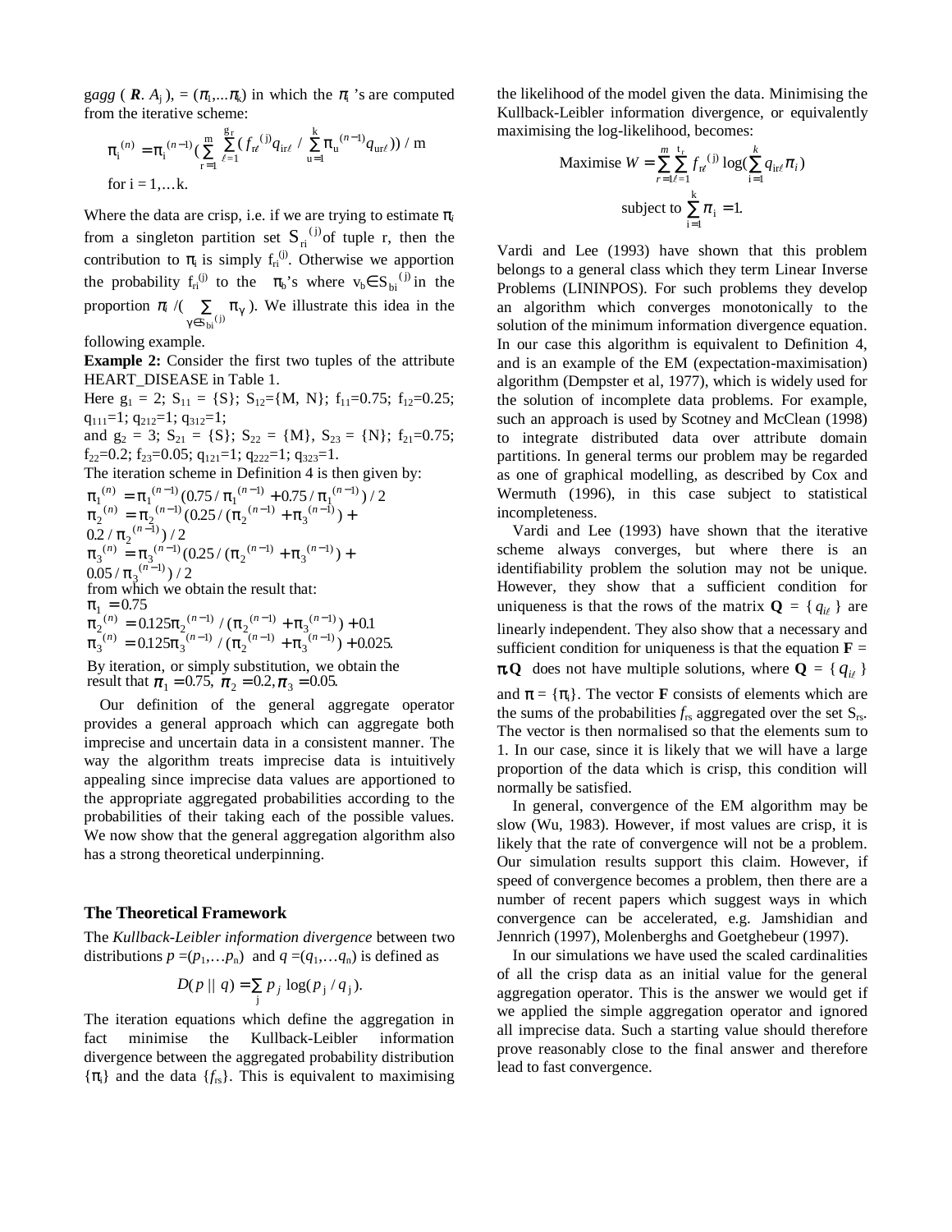$gagg$ ( $\mathbf{R}$. $A_j$ ), = ($\pi_1$,...$\pi_k$) in which the $\pi_i$ 's are computed from the iterative scheme:

$$\pi_i^{(n)} = \pi_i^{(n-1)} \left( \sum_{r=1}^{m} \sum_{\ell=1}^{g_r} \left( f_{r\ell}^{(j)} q_{ir\ell} \Big/ \sum_{u=1}^{k} \pi_u^{(n-1)} q_{ur\ell} \right) \right) / m$$

for i = 1,…k.

Where the data are crisp, i.e. if we are trying to estimate $\pi_i$ from a singleton partition set $S_{ri}^{(j)}$ of tuple r, then the contribution to $\pi_i$ is simply $f_{ri}^{(j)}$. Otherwise we apportion the probability $f_{ri}^{(j)}$ to the $\pi_b$'s where $v_b \in S_{bi}^{(j)}$ in the proportion $\pi_i / (\sum_{\gamma \in S_{bi}^{(j)}} \pi_\gamma)$. We illustrate this idea in the following example.

**Example 2:** Consider the first two tuples of the attribute HEART_DISEASE in Table 1.

Here $g_1 = 2$; $S_{11} = \{S\}$; $S_{12}=\{M, N\}$; $f_{11}=0.75$; $f_{12}=0.25$; $q_{111}=1$; $q_{212}=1$; $q_{312}=1$;

and $g_2 = 3$; $S_{21} = \{S\}$; $S_{22} = \{M\}$, $S_{23} = \{N\}$; $f_{21}=0.75$; $f_{22}=0.2$; $f_{23}=0.05$; $q_{121}=1$; $q_{222}=1$; $q_{323}=1$.

The iteration scheme in Definition 4 is then given by:

$$\pi_1^{(n)} = \pi_1^{(n-1)}(0.75/\pi_1^{(n-1)} + 0.75/\pi_1^{(n-1)})/2$$
$$\pi_2^{(n)} = \pi_2^{(n-1)}(0.25/(\pi_2^{(n-1)} + \pi_3^{(n-1)}) + 0.2/\pi_2^{(n-1)})/2$$
$$\pi_3^{(n)} = \pi_3^{(n-1)}(0.25/(\pi_2^{(n-1)} + \pi_3^{(n-1)}) + 0.05/\pi_3^{(n-1)})/2$$

from which we obtain the result that:

$$\pi_1 = 0.75$$
$$\pi_2^{(n)} = 0.125\pi_2^{(n-1)}/(\pi_2^{(n-1)} + \pi_3^{(n-1)}) + 0.1$$
$$\pi_3^{(n)} = 0.125\pi_3^{(n-1)}/(\pi_2^{(n-1)} + \pi_3^{(n-1)}) + 0.025.$$

By iteration, or simply substitution, we obtain the result that $\pi_1 = 0.75$, $\pi_2 = 0.2$, $\pi_3 = 0.05$.

Our definition of the general aggregate operator provides a general approach which can aggregate both imprecise and uncertain data in a consistent manner. The way the algorithm treats imprecise data is intuitively appealing since imprecise data values are apportioned to the appropriate aggregated probabilities according to the probabilities of their taking each of the possible values. We now show that the general aggregation algorithm also has a strong theoretical underpinning.

## The Theoretical Framework

The *Kullback-Leibler information divergence* between two distributions $p = (p_1,\ldots p_n)$ and $q = (q_1,\ldots q_n)$ is defined as

$$D(p \,||\, q) = \sum_j p_j \log(p_j / q_j).$$

The iteration equations which define the aggregation in fact minimise the Kullback-Leibler information divergence between the aggregated probability distribution $\{\pi_i\}$ and the data $\{f_{rs}\}$. This is equivalent to maximising the likelihood of the model given the data. Minimising the Kullback-Leibler information divergence, or equivalently maximising the log-likelihood, becomes:

$$\text{Maximise } W = \sum_{r=1}^{m} \sum_{\ell=1}^{t_r} f_{r\ell}^{(j)} \log\left(\sum_{i=1}^{k} q_{ir\ell} \pi_i\right)$$

$$\text{subject to } \sum_{i=1}^{k} \pi_i = 1.$$

Vardi and Lee (1993) have shown that this problem belongs to a general class which they term Linear Inverse Problems (LININPOS). For such problems they develop an algorithm which converges monotonically to the solution of the minimum information divergence equation. In our case this algorithm is equivalent to Definition 4, and is an example of the EM (expectation-maximisation) algorithm (Dempster et al, 1977), which is widely used for the solution of incomplete data problems. For example, such an approach is used by Scotney and McClean (1998) to integrate distributed data over attribute domain partitions. In general terms our problem may be regarded as one of graphical modelling, as described by Cox and Wermuth (1996), in this case subject to statistical incompleteness.

Vardi and Lee (1993) have shown that the iterative scheme always converges, but where there is an identifiability problem the solution may not be unique. However, they show that a sufficient condition for uniqueness is that the rows of the matrix $\mathbf{Q} = \{ q_{i\ell} \}$ are linearly independent. They also show that a necessary and sufficient condition for uniqueness is that the equation $\mathbf{F} = \pi.\mathbf{Q}$ does not have multiple solutions, where $\mathbf{Q} = \{ q_{i\ell} \}$ and $\pi = \{\pi_i\}$. The vector $\mathbf{F}$ consists of elements which are the sums of the probabilities $f_{rs}$ aggregated over the set $S_{rs}$. The vector is then normalised so that the elements sum to 1. In our case, since it is likely that we will have a large proportion of the data which is crisp, this condition will normally be satisfied.

In general, convergence of the EM algorithm may be slow (Wu, 1983). However, if most values are crisp, it is likely that the rate of convergence will not be a problem. Our simulation results support this claim. However, if speed of convergence becomes a problem, then there are a number of recent papers which suggest ways in which convergence can be accelerated, e.g. Jamshidian and Jennrich (1997), Molenberghs and Goetghebeur (1997).

In our simulations we have used the scaled cardinalities of all the crisp data as an initial value for the general aggregation operator. This is the answer we would get if we applied the simple aggregation operator and ignored all imprecise data. Such a starting value should therefore prove reasonably close to the final answer and therefore lead to fast convergence.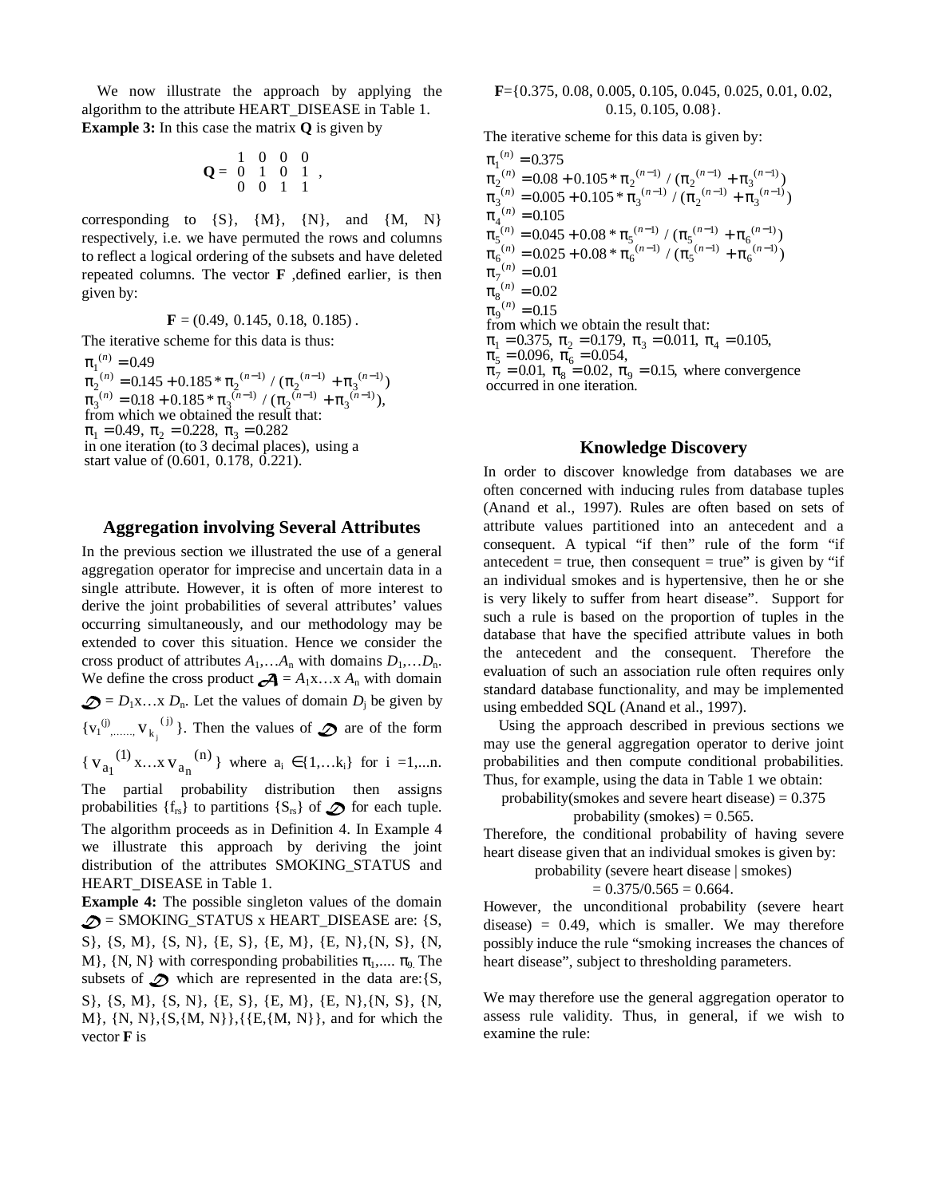We now illustrate the approach by applying the algorithm to the attribute HEART_DISEASE in Table 1.

**Example 3:** In this case the matrix **Q** is given by

$$\mathbf{Q} = \begin{matrix} 1 & 0 & 0 & 0 \\ 0 & 1 & 0 & 1 \\ 0 & 0 & 1 & 1 \end{matrix},$$

corresponding to {S}, {M}, {N}, and {M, N} respectively, i.e. we have permuted the rows and columns to reflect a logical ordering of the subsets and have deleted repeated columns. The vector **F** ,defined earlier, is then given by:

$$\mathbf{F} = (0.49,\ 0.145,\ 0.18,\ 0.185)\,.$$

The iterative scheme for this data is thus:

$$\pi_1^{(n)} = 0.49$$
$$\pi_2^{(n)} = 0.145 + 0.185 * \pi_2^{(n-1)} / (\pi_2^{(n-1)} + \pi_3^{(n-1)})$$
$$\pi_3^{(n)} = 0.18 + 0.185 * \pi_3^{(n-1)} / (\pi_2^{(n-1)} + \pi_3^{(n-1)}),$$

from which we obtained the result that:
$\pi_1 = 0.49,\ \pi_2 = 0.228,\ \pi_3 = 0.282$
in one iteration (to 3 decimal places), using a start value of (0.601, 0.178, 0.221).

## Aggregation involving Several Attributes

In the previous section we illustrated the use of a general aggregation operator for imprecise and uncertain data in a single attribute. However, it is often of more interest to derive the joint probabilities of several attributes' values occurring simultaneously, and our methodology may be extended to cover this situation. Hence we consider the cross product of attributes $A_1,\ldots A_n$ with domains $D_1,\ldots D_n$. We define the cross product $\mathcal{A} = A_1 \mathrm{x} \ldots \mathrm{x}\, A_n$ with domain $\mathcal{D} = D_1 \mathrm{x} \ldots \mathrm{x}\, D_n$. Let the values of domain $D_j$ be given by $\{v_1^{(j)},\ldots, v_{k_j}^{(j)}\}$. Then the values of $\mathcal{D}$ are of the form $\{v_{a_1}^{(1)} \mathrm{x} \ldots \mathrm{x}\, v_{a_n}^{(n)}\}$ where $a_i \in \{1,\ldots k_i\}$ for $i = 1,\ldots n$. The partial probability distribution then assigns probabilities $\{f_{rs}\}$ to partitions $\{S_{rs}\}$ of $\mathcal{D}$ for each tuple. The algorithm proceeds as in Definition 4. In Example 4 we illustrate this approach by deriving the joint distribution of the attributes SMOKING_STATUS and HEART_DISEASE in Table 1.

**Example 4:** The possible singleton values of the domain $\mathcal{D}$ = SMOKING_STATUS x HEART_DISEASE are: {S, S}, {S, M}, {S, N}, {E, S}, {E, M}, {E, N},{N, S}, {N, M}, {N, N} with corresponding probabilities $\pi_1,\ldots.\ \pi_9$. The subsets of $\mathcal{D}$ which are represented in the data are:{S, S}, {S, M}, {S, N}, {E, S}, {E, M}, {E, N},{N, S}, {N, M}, {N, N},{S,{M, N}},{{E,{M, N}}, and for which the vector **F** is

**F**={0.375, 0.08, 0.005, 0.105, 0.045, 0.025, 0.01, 0.02, 0.15, 0.105, 0.08}.

The iterative scheme for this data is given by:

$$\pi_1^{(n)} = 0.375$$
$$\pi_2^{(n)} = 0.08 + 0.105 * \pi_2^{(n-1)} / (\pi_2^{(n-1)} + \pi_3^{(n-1)})$$
$$\pi_3^{(n)} = 0.005 + 0.105 * \pi_3^{(n-1)} / (\pi_2^{(n-1)} + \pi_3^{(n-1)})$$
$$\pi_4^{(n)} = 0.105$$
$$\pi_5^{(n)} = 0.045 + 0.08 * \pi_5^{(n-1)} / (\pi_5^{(n-1)} + \pi_6^{(n-1)})$$
$$\pi_6^{(n)} = 0.025 + 0.08 * \pi_6^{(n-1)} / (\pi_5^{(n-1)} + \pi_6^{(n-1)})$$
$$\pi_7^{(n)} = 0.01$$
$$\pi_8^{(n)} = 0.02$$
$$\pi_9^{(n)} = 0.15$$

from which we obtain the result that:
$\pi_1 = 0.375,\ \pi_2 = 0.179,\ \pi_3 = 0.011,\ \pi_4 = 0.105,$
$\pi_5 = 0.096,\ \pi_6 = 0.054,$
$\pi_7 = 0.01,\ \pi_8 = 0.02,\ \pi_9 = 0.15,$ where convergence occurred in one iteration.

## Knowledge Discovery

In order to discover knowledge from databases we are often concerned with inducing rules from database tuples (Anand et al., 1997). Rules are often based on sets of attribute values partitioned into an antecedent and a consequent. A typical "if then" rule of the form "if antecedent = true, then consequent = true" is given by "if an individual smokes and is hypertensive, then he or she is very likely to suffer from heart disease". Support for such a rule is based on the proportion of tuples in the database that have the specified attribute values in both the antecedent and the consequent. Therefore the evaluation of such an association rule often requires only standard database functionality, and may be implemented using embedded SQL (Anand et al., 1997).

Using the approach described in previous sections we may use the general aggregation operator to derive joint probabilities and then compute conditional probabilities. Thus, for example, using the data in Table 1 we obtain:

probability(smokes and severe heart disease) = 0.375
probability (smokes) = 0.565.

Therefore, the conditional probability of having severe heart disease given that an individual smokes is given by:

probability (severe heart disease | smokes)
= 0.375/0.565 = 0.664.

However, the unconditional probability (severe heart disease) = 0.49, which is smaller. We may therefore possibly induce the rule "smoking increases the chances of heart disease", subject to thresholding parameters.

We may therefore use the general aggregation operator to assess rule validity. Thus, in general, if we wish to examine the rule: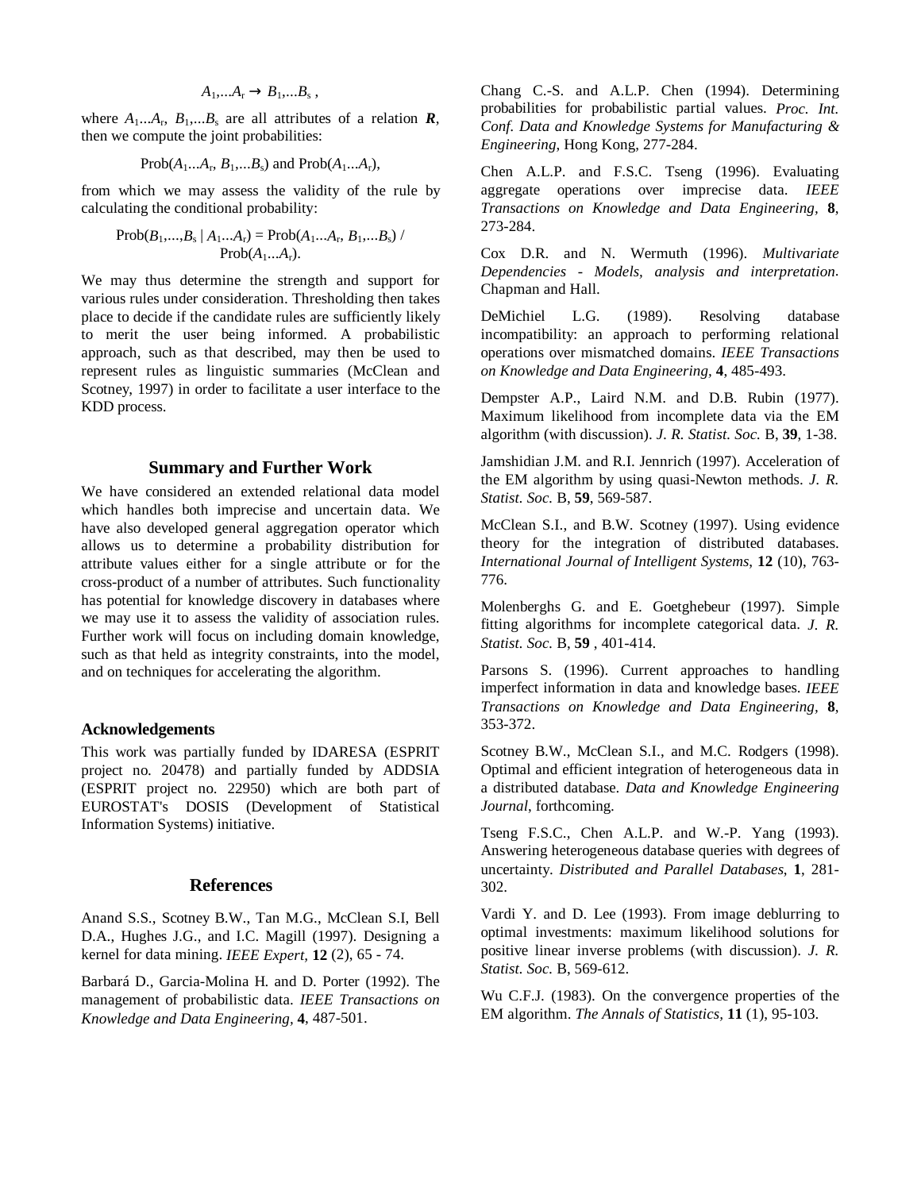$$A_1,...A_r \rightarrow B_1,...B_s ,$$

where $A_1...A_r$, $B_1,...B_s$ are all attributes of a relation $\boldsymbol{R}$, then we compute the joint probabilities:

$$\text{Prob}(A_1...A_r, B_1,...B_s) \text{ and } \text{Prob}(A_1...A_r),$$

from which we may assess the validity of the rule by calculating the conditional probability:

$$\text{Prob}(B_1,...,B_s \mid A_1...A_r) = \text{Prob}(A_1...A_r, B_1,...B_s) / \text{Prob}(A_1...A_r).$$

We may thus determine the strength and support for various rules under consideration. Thresholding then takes place to decide if the candidate rules are sufficiently likely to merit the user being informed. A probabilistic approach, such as that described, may then be used to represent rules as linguistic summaries (McClean and Scotney, 1997) in order to facilitate a user interface to the KDD process.

## Summary and Further Work

We have considered an extended relational data model which handles both imprecise and uncertain data. We have also developed general aggregation operator which allows us to determine a probability distribution for attribute values either for a single attribute or for the cross-product of a number of attributes. Such functionality has potential for knowledge discovery in databases where we may use it to assess the validity of association rules. Further work will focus on including domain knowledge, such as that held as integrity constraints, into the model, and on techniques for accelerating the algorithm.

### Acknowledgements

This work was partially funded by IDARESA (ESPRIT project no. 20478) and partially funded by ADDSIA (ESPRIT project no. 22950) which are both part of EUROSTAT's DOSIS (Development of Statistical Information Systems) initiative.

## References

Anand S.S., Scotney B.W., Tan M.G., McClean S.I, Bell D.A., Hughes J.G., and I.C. Magill (1997). Designing a kernel for data mining. *IEEE Expert*, **12** (2), 65 - 74.

Barbará D., Garcia-Molina H. and D. Porter (1992). The management of probabilistic data. *IEEE Transactions on Knowledge and Data Engineering*, **4**, 487-501.

Chang C.-S. and A.L.P. Chen (1994). Determining probabilities for probabilistic partial values. *Proc. Int. Conf. Data and Knowledge Systems for Manufacturing & Engineering*, Hong Kong, 277-284.

Chen A.L.P. and F.S.C. Tseng (1996). Evaluating aggregate operations over imprecise data. *IEEE Transactions on Knowledge and Data Engineering*, **8**, 273-284.

Cox D.R. and N. Wermuth (1996). *Multivariate Dependencies - Models, analysis and interpretation*. Chapman and Hall.

DeMichiel L.G. (1989). Resolving database incompatibility: an approach to performing relational operations over mismatched domains. *IEEE Transactions on Knowledge and Data Engineering*, **4**, 485-493.

Dempster A.P., Laird N.M. and D.B. Rubin (1977). Maximum likelihood from incomplete data via the EM algorithm (with discussion). *J. R. Statist. Soc.* B, **39**, 1-38.

Jamshidian J.M. and R.I. Jennrich (1997). Acceleration of the EM algorithm by using quasi-Newton methods. *J. R. Statist. Soc.* B, **59**, 569-587.

McClean S.I., and B.W. Scotney (1997). Using evidence theory for the integration of distributed databases. *International Journal of Intelligent Systems*, **12** (10), 763-776.

Molenberghs G. and E. Goetghebeur (1997). Simple fitting algorithms for incomplete categorical data. *J. R. Statist. Soc.* B, **59** , 401-414.

Parsons S. (1996). Current approaches to handling imperfect information in data and knowledge bases. *IEEE Transactions on Knowledge and Data Engineering*, **8**, 353-372.

Scotney B.W., McClean S.I., and M.C. Rodgers (1998). Optimal and efficient integration of heterogeneous data in a distributed database. *Data and Knowledge Engineering Journal*, forthcoming.

Tseng F.S.C., Chen A.L.P. and W.-P. Yang (1993). Answering heterogeneous database queries with degrees of uncertainty. *Distributed and Parallel Databases*, **1**, 281-302.

Vardi Y. and D. Lee (1993). From image deblurring to optimal investments: maximum likelihood solutions for positive linear inverse problems (with discussion). *J. R. Statist. Soc.* B, 569-612.

Wu C.F.J. (1983). On the convergence properties of the EM algorithm. *The Annals of Statistics*, **11** (1), 95-103.